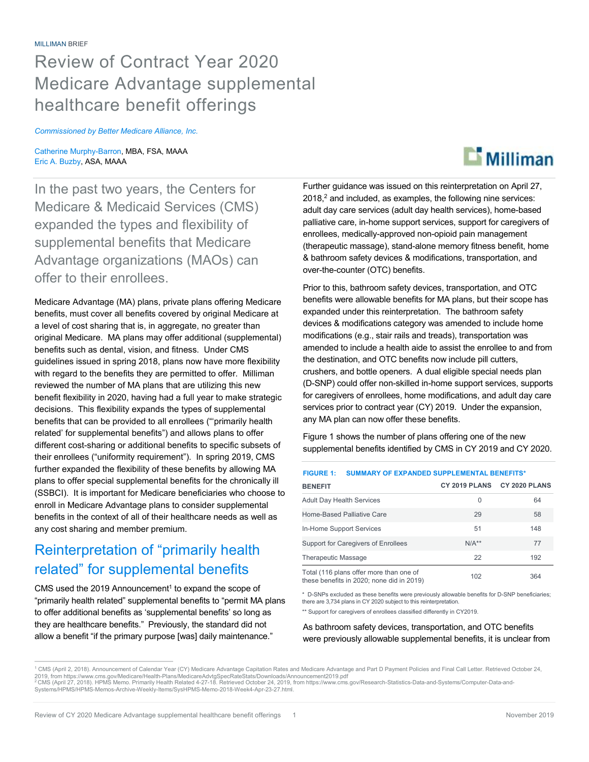MILLIMAN BRIEF

# Review of Contract Year 2020 Medicare Advantage supplemental healthcare benefit offerings

*Commissioned by Better Medicare Alliance, Inc.*

Catherine Murphy-Barron, MBA, FSA, MAAA
Eric A. Buzby, ASA, MAAA

In the past two years, the Centers for Medicare & Medicaid Services (CMS) expanded the types and flexibility of supplemental benefits that Medicare Advantage organizations (MAOs) can offer to their enrollees.

Medicare Advantage (MA) plans, private plans offering Medicare benefits, must cover all benefits covered by original Medicare at a level of cost sharing that is, in aggregate, no greater than original Medicare. MA plans may offer additional (supplemental) benefits such as dental, vision, and fitness. Under CMS guidelines issued in spring 2018, plans now have more flexibility with regard to the benefits they are permitted to offer. Milliman reviewed the number of MA plans that are utilizing this new benefit flexibility in 2020, having had a full year to make strategic decisions. This flexibility expands the types of supplemental benefits that can be provided to all enrollees ("'primarily health related' for supplemental benefits") and allows plans to offer different cost-sharing or additional benefits to specific subsets of their enrollees ("uniformity requirement"). In spring 2019, CMS further expanded the flexibility of these benefits by allowing MA plans to offer special supplemental benefits for the chronically ill (SSBCI). It is important for Medicare beneficiaries who choose to enroll in Medicare Advantage plans to consider supplemental benefits in the context of all of their healthcare needs as well as any cost sharing and member premium.

## Reinterpretation of "primarily health related" for supplemental benefits

CMS used the 2019 Announcement[1] to expand the scope of "primarily health related" supplemental benefits to "permit MA plans to offer additional benefits as 'supplemental benefits' so long as they are healthcare benefits." Previously, the standard did not allow a benefit "if the primary purpose [was] daily maintenance."

Further guidance was issued on this reinterpretation on April 27, 2018,[2] and included, as examples, the following nine services: adult day care services (adult day health services), home-based palliative care, in-home support services, support for caregivers of enrollees, medically-approved non-opioid pain management (therapeutic massage), stand-alone memory fitness benefit, home & bathroom safety devices & modifications, transportation, and over-the-counter (OTC) benefits.

Prior to this, bathroom safety devices, transportation, and OTC benefits were allowable benefits for MA plans, but their scope has expanded under this reinterpretation. The bathroom safety devices & modifications category was amended to include home modifications (e.g., stair rails and treads), transportation was amended to include a health aide to assist the enrollee to and from the destination, and OTC benefits now include pill cutters, crushers, and bottle openers. A dual eligible special needs plan (D-SNP) could offer non-skilled in-home support services, supports for caregivers of enrollees, home modifications, and adult day care services prior to contract year (CY) 2019. Under the expansion, any MA plan can now offer these benefits.

Figure 1 shows the number of plans offering one of the new supplemental benefits identified by CMS in CY 2019 and CY 2020.

FIGURE 1: SUMMARY OF EXPANDED SUPPLEMENTAL BENEFITS*

| BENEFIT | CY 2019 PLANS | CY 2020 PLANS |
|---|---|---|
| Adult Day Health Services | 0 | 64 |
| Home-Based Palliative Care | 29 | 58 |
| In-Home Support Services | 51 | 148 |
| Support for Caregivers of Enrollees | N/A** | 77 |
| Therapeutic Massage | 22 | 192 |
| Total (116 plans offer more than one of these benefits in 2020; none did in 2019) | 102 | 364 |

\* D-SNPs excluded as these benefits were previously allowable benefits for D-SNP beneficiaries; there are 3,734 plans in CY 2020 subject to this reinterpretation.

\** Support for caregivers of enrollees classified differently in CY2019.

As bathroom safety devices, transportation, and OTC benefits were previously allowable supplemental benefits, it is unclear from

[1] CMS (April 2, 2018). Announcement of Calendar Year (CY) Medicare Advantage Capitation Rates and Medicare Advantage and Part D Payment Policies and Final Call Letter. Retrieved October 24, 2019, from https://www.cms.gov/Medicare/Health-Plans/MedicareAdvtgSpecRateStats/Downloads/Announcement2019.pdf

[2] CMS (April 27, 2018). HPMS Memo. Primarily Health Related 4-27-18. Retrieved October 24, 2019, from https://www.cms.gov/Research-Statistics-Data-and-Systems/Computer-Data-and-Systems/HPMS/HPMS-Memos-Archive-Weekly-Items/SysHPMS-Memo-2018-Week4-Apr-23-27.html.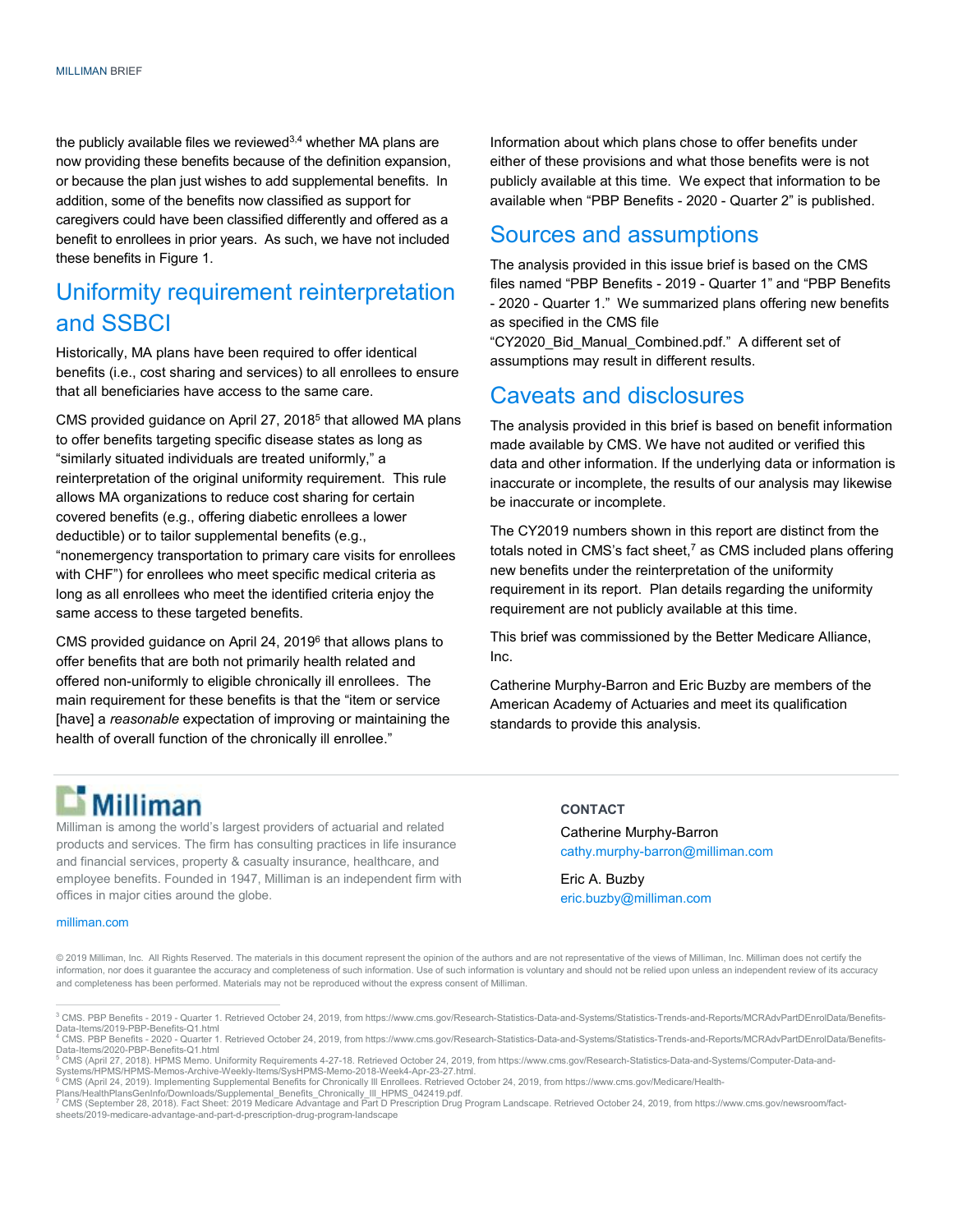the publicly available files we reviewed[3,4] whether MA plans are now providing these benefits because of the definition expansion, or because the plan just wishes to add supplemental benefits. In addition, some of the benefits now classified as support for caregivers could have been classified differently and offered as a benefit to enrollees in prior years. As such, we have not included these benefits in Figure 1.

## Uniformity requirement reinterpretation and SSBCI

Historically, MA plans have been required to offer identical benefits (i.e., cost sharing and services) to all enrollees to ensure that all beneficiaries have access to the same care.

CMS provided guidance on April 27, 2018[5] that allowed MA plans to offer benefits targeting specific disease states as long as "similarly situated individuals are treated uniformly," a reinterpretation of the original uniformity requirement. This rule allows MA organizations to reduce cost sharing for certain covered benefits (e.g., offering diabetic enrollees a lower deductible) or to tailor supplemental benefits (e.g., "nonemergency transportation to primary care visits for enrollees with CHF") for enrollees who meet specific medical criteria as long as all enrollees who meet the identified criteria enjoy the same access to these targeted benefits.

CMS provided guidance on April 24, 2019[6] that allows plans to offer benefits that are both not primarily health related and offered non-uniformly to eligible chronically ill enrollees. The main requirement for these benefits is that the "item or service [have] a *reasonable* expectation of improving or maintaining the health of overall function of the chronically ill enrollee."

Information about which plans chose to offer benefits under either of these provisions and what those benefits were is not publicly available at this time. We expect that information to be available when "PBP Benefits - 2020 - Quarter 2" is published.

## Sources and assumptions

The analysis provided in this issue brief is based on the CMS files named "PBP Benefits - 2019 - Quarter 1" and "PBP Benefits - 2020 - Quarter 1." We summarized plans offering new benefits as specified in the CMS file "CY2020_Bid_Manual_Combined.pdf." A different set of assumptions may result in different results.

## Caveats and disclosures

The analysis provided in this brief is based on benefit information made available by CMS. We have not audited or verified this data and other information. If the underlying data or information is inaccurate or incomplete, the results of our analysis may likewise be inaccurate or incomplete.

The CY2019 numbers shown in this report are distinct from the totals noted in CMS's fact sheet,[7] as CMS included plans offering new benefits under the reinterpretation of the uniformity requirement in its report. Plan details regarding the uniformity requirement are not publicly available at this time.

This brief was commissioned by the Better Medicare Alliance, Inc.

Catherine Murphy-Barron and Eric Buzby are members of the American Academy of Actuaries and meet its qualification standards to provide this analysis.

---

**Milliman**

Milliman is among the world's largest providers of actuarial and related products and services. The firm has consulting practices in life insurance and financial services, property & casualty insurance, healthcare, and employee benefits. Founded in 1947, Milliman is an independent firm with offices in major cities around the globe.

milliman.com

**CONTACT**

Catherine Murphy-Barron
cathy.murphy-barron@milliman.com

Eric A. Buzby
eric.buzby@milliman.com

© 2019 Milliman, Inc. All Rights Reserved. The materials in this document represent the opinion of the authors and are not representative of the views of Milliman, Inc. Milliman does not certify the information, nor does it guarantee the accuracy and completeness of such information. Use of such information is voluntary and should not be relied upon unless an independent review of its accuracy and completeness has been performed. Materials may not be reproduced without the express consent of Milliman.

---

[3] CMS. PBP Benefits - 2019 - Quarter 1. Retrieved October 24, 2019, from https://www.cms.gov/Research-Statistics-Data-and-Systems/Statistics-Trends-and-Reports/MCRAdvPartDEnrolData/Benefits-Data-Items/2019-PBP-Benefits-Q1.html

[4] CMS. PBP Benefits - 2020 - Quarter 1. Retrieved October 24, 2019, from https://www.cms.gov/Research-Statistics-Data-and-Systems/Statistics-Trends-and-Reports/MCRAdvPartDEnrolData/Benefits-Data-Items/2020-PBP-Benefits-Q1.html

[5] CMS (April 27, 2018). HPMS Memo. Uniformity Requirements 4-27-18. Retrieved October 24, 2019, from https://www.cms.gov/Research-Statistics-Data-and-Systems/Computer-Data-and-Systems/HPMS/HPMS-Memos-Archive-Weekly-Items/SysHPMS-Memo-2018-Week4-Apr-23-27.html.

[6] CMS (April 24, 2019). Implementing Supplemental Benefits for Chronically Ill Enrollees. Retrieved October 24, 2019, from https://www.cms.gov/Medicare/Health-Plans/HealthPlansGenInfo/Downloads/Supplemental_Benefits_Chronically_Ill_HPMS_042419.pdf.

[7] CMS (September 28, 2018). Fact Sheet: 2019 Medicare Advantage and Part D Prescription Drug Program Landscape. Retrieved October 24, 2019, from https://www.cms.gov/newsroom/fact-sheets/2019-medicare-advantage-and-part-d-prescription-drug-program-landscape